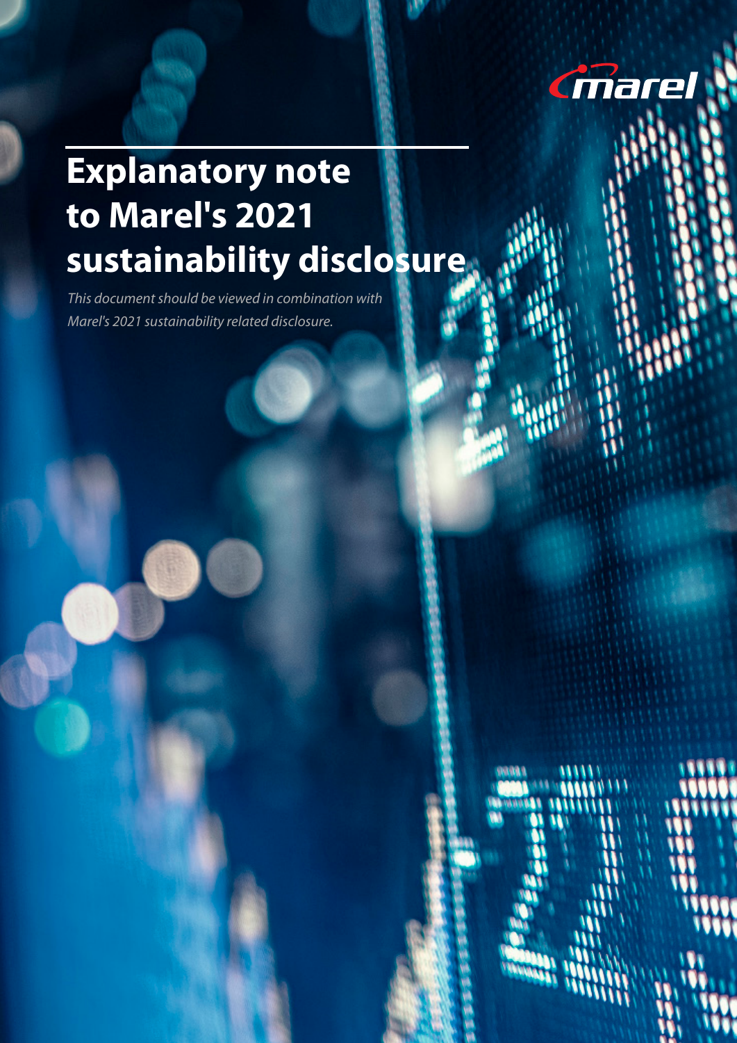# Explanatory note to Marel's 2021 sustainability disclosure

*This document should be viewed in combination with Marel's 2021 sustainability related disclosure.*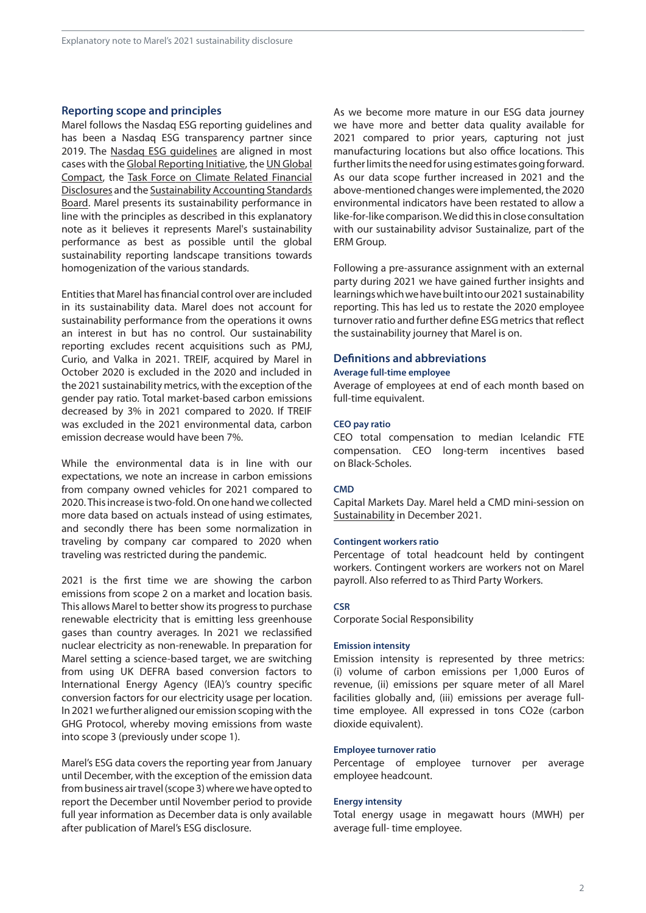## Reporting scope and principles

Marel follows the Nasdaq ESG reporting guidelines and has been a Nasdaq ESG transparency partner since 2019. The Nasdaq ESG guidelines are aligned in most cases with the Global Reporting Initiative, the UN Global Compact, the Task Force on Climate Related Financial Disclosures and the Sustainability Accounting Standards Board. Marel presents its sustainability performance in line with the principles as described in this explanatory note as it believes it represents Marel's sustainability performance as best as possible until the global sustainability reporting landscape transitions towards homogenization of the various standards.

Entities that Marel has financial control over are included in its sustainability data. Marel does not account for sustainability performance from the operations it owns an interest in but has no control. Our sustainability reporting excludes recent acquisitions such as PMJ, Curio, and Valka in 2021. TREIF, acquired by Marel in October 2020 is excluded in the 2020 and included in the 2021 sustainability metrics, with the exception of the gender pay ratio. Total market-based carbon emissions decreased by 3% in 2021 compared to 2020. If TREIF was excluded in the 2021 environmental data, carbon emission decrease would have been 7%.

While the environmental data is in line with our expectations, we note an increase in carbon emissions from company owned vehicles for 2021 compared to 2020. This increase is two-fold. On one hand we collected more data based on actuals instead of using estimates, and secondly there has been some normalization in traveling by company car compared to 2020 when traveling was restricted during the pandemic.

2021 is the first time we are showing the carbon emissions from scope 2 on a market and location basis. This allows Marel to better show its progress to purchase renewable electricity that is emitting less greenhouse gases than country averages. In 2021 we reclassified nuclear electricity as non-renewable. In preparation for Marel setting a science-based target, we are switching from using UK DEFRA based conversion factors to International Energy Agency (IEA)'s country specific conversion factors for our electricity usage per location. In 2021 we further aligned our emission scoping with the GHG Protocol, whereby moving emissions from waste into scope 3 (previously under scope 1).

Marel's ESG data covers the reporting year from January until December, with the exception of the emission data from business air travel (scope 3) where we have opted to report the December until November period to provide full year information as December data is only available after publication of Marel's ESG disclosure.

As we become more mature in our ESG data journey we have more and better data quality available for 2021 compared to prior years, capturing not just manufacturing locations but also office locations. This further limits the need for using estimates going forward. As our data scope further increased in 2021 and the above-mentioned changes were implemented, the 2020 environmental indicators have been restated to allow a like-for-like comparison. We did this in close consultation with our sustainability advisor Sustainalize, part of the ERM Group.

Following a pre-assurance assignment with an external party during 2021 we have gained further insights and learnings which we have built into our 2021 sustainability reporting. This has led us to restate the 2020 employee turnover ratio and further define ESG metrics that reflect the sustainability journey that Marel is on.

## Definitions and abbreviations

### Average full-time employee

Average of employees at end of each month based on full-time equivalent.

### CEO pay ratio

CEO total compensation to median Icelandic FTE compensation. CEO long-term incentives based on Black-Scholes.

### CMD

Capital Markets Day. Marel held a CMD mini-session on Sustainability in December 2021.

### Contingent workers ratio

Percentage of total headcount held by contingent workers. Contingent workers are workers not on Marel payroll. Also referred to as Third Party Workers.

### CSR

Corporate Social Responsibility

### Emission intensity

Emission intensity is represented by three metrics: (i) volume of carbon emissions per 1,000 Euros of revenue, (ii) emissions per square meter of all Marel facilities globally and, (iii) emissions per average full-time employee. All expressed in tons $CO_2e$ (carbon dioxide equivalent).

### Employee turnover ratio

Percentage of employee turnover per average employee headcount.

### Energy intensity

Total energy usage in megawatt hours (MWH) per average full- time employee.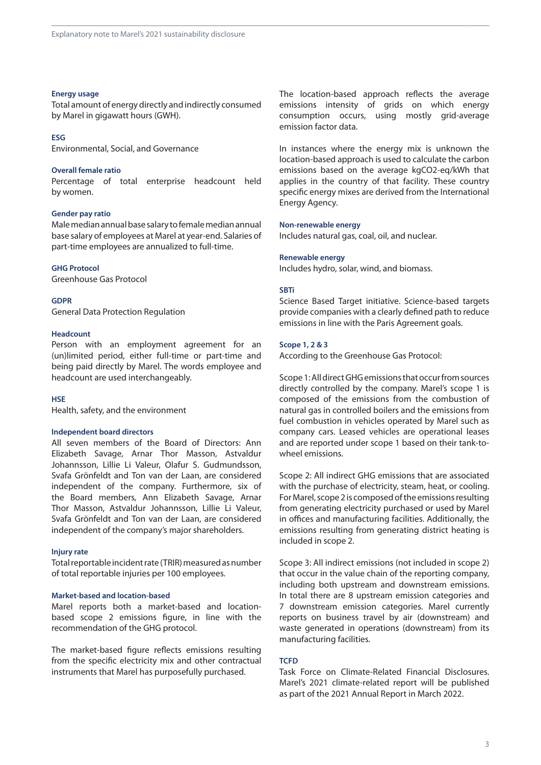#### Energy usage

Total amount of energy directly and indirectly consumed by Marel in gigawatt hours (GWH).

#### ESG

Environmental, Social, and Governance

#### Overall female ratio

Percentage of total enterprise headcount held by women.

#### Gender pay ratio

Male median annual base salary to female median annual base salary of employees at Marel at year-end. Salaries of part-time employees are annualized to full-time.

#### GHG Protocol

Greenhouse Gas Protocol

#### GDPR

General Data Protection Regulation

#### Headcount

Person with an employment agreement for an (un)limited period, either full-time or part-time and being paid directly by Marel. The words employee and headcount are used interchangeably.

#### HSE

Health, safety, and the environment

#### Independent board directors

All seven members of the Board of Directors: Ann Elizabeth Savage, Arnar Thor Masson, Astvaldur Johannsson, Lillie Li Valeur, Olafur S. Gudmundsson, Svafa Grönfeldt and Ton van der Laan, are considered independent of the company. Furthermore, six of the Board members, Ann Elizabeth Savage, Arnar Thor Masson, Astvaldur Johannsson, Lillie Li Valeur, Svafa Grönfeldt and Ton van der Laan, are considered independent of the company's major shareholders.

#### Injury rate

Total reportable incident rate (TRIR) measured as number of total reportable injuries per 100 employees.

#### Market-based and location-based

Marel reports both a market-based and location-based scope 2 emissions figure, in line with the recommendation of the GHG protocol.

The market-based figure reflects emissions resulting from the specific electricity mix and other contractual instruments that Marel has purposefully purchased.

The location-based approach reflects the average emissions intensity of grids on which energy consumption occurs, using mostly grid-average emission factor data.

In instances where the energy mix is unknown the location-based approach is used to calculate the carbon emissions based on the average kgCO2-eq/kWh that applies in the country of that facility. These country specific energy mixes are derived from the International Energy Agency.

#### Non-renewable energy

Includes natural gas, coal, oil, and nuclear.

#### Renewable energy

Includes hydro, solar, wind, and biomass.

#### SBTi

Science Based Target initiative. Science-based targets provide companies with a clearly defined path to reduce emissions in line with the Paris Agreement goals.

#### Scope 1, 2 & 3

According to the Greenhouse Gas Protocol:

Scope 1: All direct GHG emissions that occur from sources directly controlled by the company. Marel's scope 1 is composed of the emissions from the combustion of natural gas in controlled boilers and the emissions from fuel combustion in vehicles operated by Marel such as company cars. Leased vehicles are operational leases and are reported under scope 1 based on their tank-to-wheel emissions.

Scope 2: All indirect GHG emissions that are associated with the purchase of electricity, steam, heat, or cooling. For Marel, scope 2 is composed of the emissions resulting from generating electricity purchased or used by Marel in offices and manufacturing facilities. Additionally, the emissions resulting from generating district heating is included in scope 2.

Scope 3: All indirect emissions (not included in scope 2) that occur in the value chain of the reporting company, including both upstream and downstream emissions. In total there are 8 upstream emission categories and 7 downstream emission categories. Marel currently reports on business travel by air (downstream) and waste generated in operations (downstream) from its manufacturing facilities.

#### TCFD

Task Force on Climate-Related Financial Disclosures. Marel's 2021 climate-related report will be published as part of the 2021 Annual Report in March 2022.